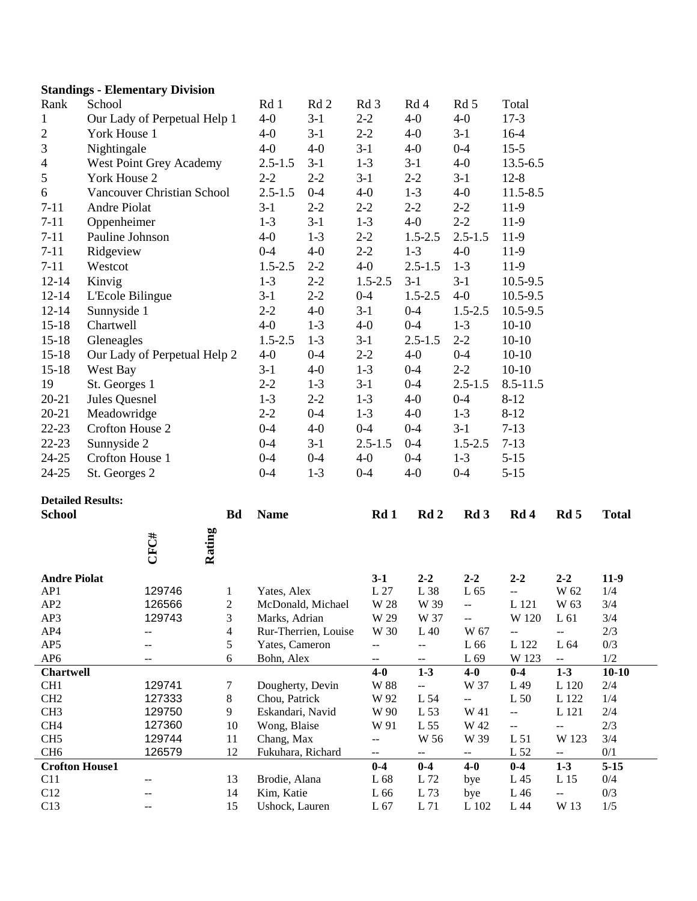**Standings - Elementary Division**

| Rank | School | Rd 1 | Rd 2 | Rd 3 | Rd 4 | Rd 5 | Total |
|---|---|---|---|---|---|---|---|
| 1 | Our Lady of Perpetual Help 1 | 4-0 | 3-1 | 2-2 | 4-0 | 4-0 | 17-3 |
| 2 | York House 1 | 4-0 | 3-1 | 2-2 | 4-0 | 3-1 | 16-4 |
| 3 | Nightingale | 4-0 | 4-0 | 3-1 | 4-0 | 0-4 | 15-5 |
| 4 | West Point Grey Academy | 2.5-1.5 | 3-1 | 1-3 | 3-1 | 4-0 | 13.5-6.5 |
| 5 | York House 2 | 2-2 | 2-2 | 3-1 | 2-2 | 3-1 | 12-8 |
| 6 | Vancouver Christian School | 2.5-1.5 | 0-4 | 4-0 | 1-3 | 4-0 | 11.5-8.5 |
| 7-11 | Andre Piolat | 3-1 | 2-2 | 2-2 | 2-2 | 2-2 | 11-9 |
| 7-11 | Oppenheimer | 1-3 | 3-1 | 1-3 | 4-0 | 2-2 | 11-9 |
| 7-11 | Pauline Johnson | 4-0 | 1-3 | 2-2 | 1.5-2.5 | 2.5-1.5 | 11-9 |
| 7-11 | Ridgeview | 0-4 | 4-0 | 2-2 | 1-3 | 4-0 | 11-9 |
| 7-11 | Westcot | 1.5-2.5 | 2-2 | 4-0 | 2.5-1.5 | 1-3 | 11-9 |
| 12-14 | Kinvig | 1-3 | 2-2 | 1.5-2.5 | 3-1 | 3-1 | 10.5-9.5 |
| 12-14 | L'Ecole Bilingue | 3-1 | 2-2 | 0-4 | 1.5-2.5 | 4-0 | 10.5-9.5 |
| 12-14 | Sunnyside 1 | 2-2 | 4-0 | 3-1 | 0-4 | 1.5-2.5 | 10.5-9.5 |
| 15-18 | Chartwell | 4-0 | 1-3 | 4-0 | 0-4 | 1-3 | 10-10 |
| 15-18 | Gleneagles | 1.5-2.5 | 1-3 | 3-1 | 2.5-1.5 | 2-2 | 10-10 |
| 15-18 | Our Lady of Perpetual Help 2 | 4-0 | 0-4 | 2-2 | 4-0 | 0-4 | 10-10 |
| 15-18 | West Bay | 3-1 | 4-0 | 1-3 | 0-4 | 2-2 | 10-10 |
| 19 | St. Georges 1 | 2-2 | 1-3 | 3-1 | 0-4 | 2.5-1.5 | 8.5-11.5 |
| 20-21 | Jules Quesnel | 1-3 | 2-2 | 1-3 | 4-0 | 0-4 | 8-12 |
| 20-21 | Meadowridge | 2-2 | 0-4 | 1-3 | 4-0 | 1-3 | 8-12 |
| 22-23 | Crofton House 2 | 0-4 | 4-0 | 0-4 | 0-4 | 3-1 | 7-13 |
| 22-23 | Sunnyside 2 | 0-4 | 3-1 | 2.5-1.5 | 0-4 | 1.5-2.5 | 7-13 |
| 24-25 | Crofton House 1 | 0-4 | 0-4 | 4-0 | 0-4 | 1-3 | 5-15 |
| 24-25 | St. Georges 2 | 0-4 | 1-3 | 0-4 | 4-0 | 0-4 | 5-15 |

**Detailed Results:**

| School | CFC# | Rating | Bd | Name | Rd 1 | Rd 2 | Rd 3 | Rd 4 | Rd 5 | Total |
|---|---|---|---|---|---|---|---|---|---|---|
| **Andre Piolat** | | | | | **3-1** | **2-2** | **2-2** | **2-2** | **2-2** | **11-9** |
| AP1 | 129746 | | 1 | Yates, Alex | L 27 | L 38 | L 65 | -- | W 62 | 1/4 |
| AP2 | 126566 | | 2 | McDonald, Michael | W 28 | W 39 | -- | L 121 | W 63 | 3/4 |
| AP3 | 129743 | | 3 | Marks, Adrian | W 29 | W 37 | -- | W 120 | L 61 | 3/4 |
| AP4 | -- | | 4 | Rur-Therrien, Louise | W 30 | L 40 | W 67 | -- | -- | 2/3 |
| AP5 | -- | | 5 | Yates, Cameron | -- | -- | L 66 | L 122 | L 64 | 0/3 |
| AP6 | -- | | 6 | Bohn, Alex | -- | -- | L 69 | W 123 | -- | 1/2 |
| **Chartwell** | | | | | **4-0** | **1-3** | **4-0** | **0-4** | **1-3** | **10-10** |
| CH1 | 129741 | | 7 | Dougherty, Devin | W 88 | -- | W 37 | L 49 | L 120 | 2/4 |
| CH2 | 127333 | | 8 | Chou, Patrick | W 92 | L 54 | -- | L 50 | L 122 | 1/4 |
| CH3 | 129750 | | 9 | Eskandari, Navid | W 90 | L 53 | W 41 | -- | L 121 | 2/4 |
| CH4 | 127360 | | 10 | Wong, Blaise | W 91 | L 55 | W 42 | -- | -- | 2/3 |
| CH5 | 129744 | | 11 | Chang, Max | -- | W 56 | W 39 | L 51 | W 123 | 3/4 |
| CH6 | 126579 | | 12 | Fukuhara, Richard | -- | -- | -- | L 52 | -- | 0/1 |
| **Crofton House1** | | | | | **0-4** | **0-4** | **4-0** | **0-4** | **1-3** | **5-15** |
| C11 | -- | | 13 | Brodie, Alana | L 68 | L 72 | bye | L 45 | L 15 | 0/4 |
| C12 | -- | | 14 | Kim, Katie | L 66 | L 73 | bye | L 46 | -- | 0/3 |
| C13 | -- | | 15 | Ushock, Lauren | L 67 | L 71 | L 102 | L 44 | W 13 | 1/5 |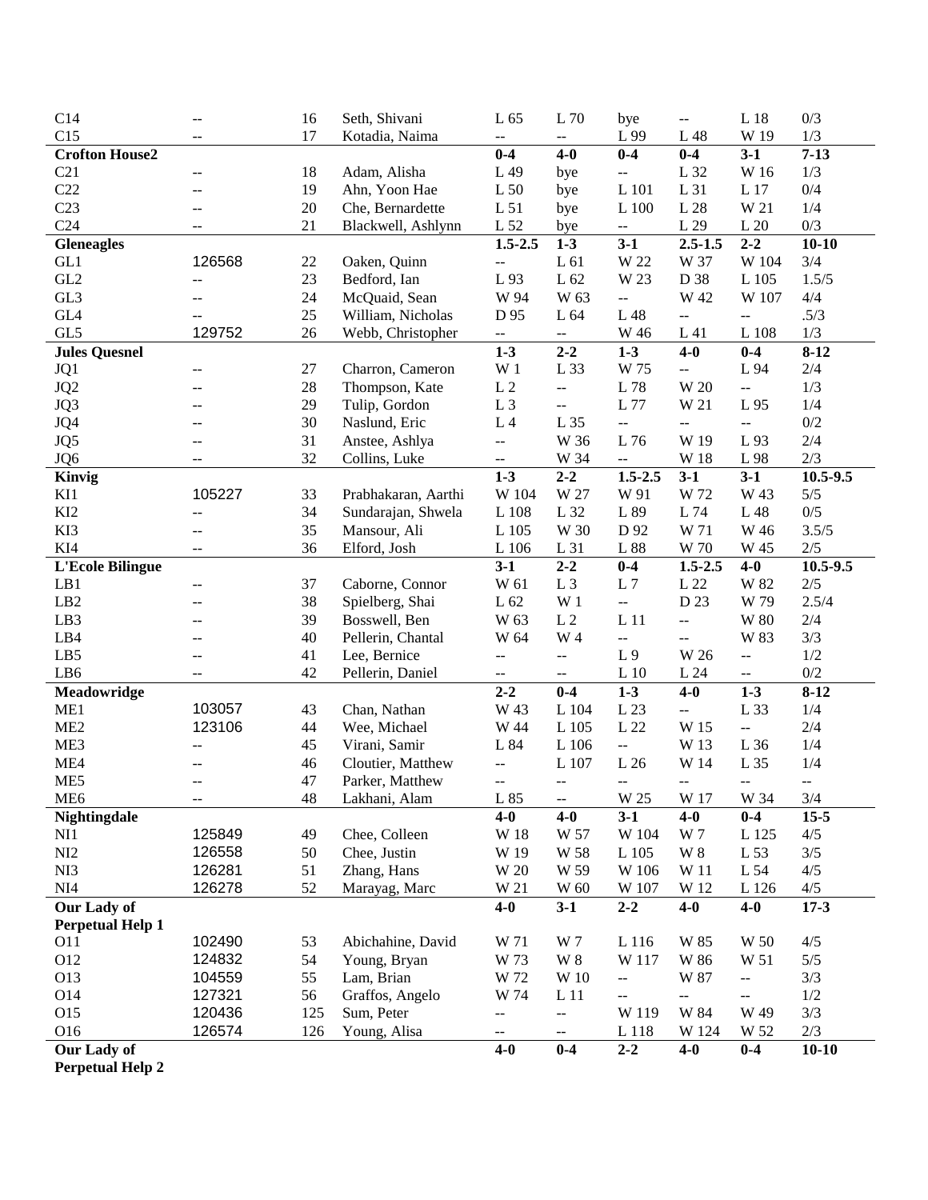| | | | | | | | | | |
|---|---|---|---|---|---|---|---|---|---|
| C14 | -- | 16 | Seth, Shivani | L 65 | L 70 | bye | -- | L 18 | 0/3 |
| C15 | -- | 17 | Kotadia, Naima | -- | -- | L 99 | L 48 | W 19 | 1/3 |
| **Crofton House2** | | | | **0-4** | **4-0** | **0-4** | **0-4** | **3-1** | **7-13** |
| C21 | -- | 18 | Adam, Alisha | L 49 | bye | -- | L 32 | W 16 | 1/3 |
| C22 | -- | 19 | Ahn, Yoon Hae | L 50 | bye | L 101 | L 31 | L 17 | 0/4 |
| C23 | -- | 20 | Che, Bernardette | L 51 | bye | L 100 | L 28 | W 21 | 1/4 |
| C24 | -- | 21 | Blackwell, Ashlynn | L 52 | bye | -- | L 29 | L 20 | 0/3 |
| **Gleneagles** | | | | **1.5-2.5** | **1-3** | **3-1** | **2.5-1.5** | **2-2** | **10-10** |
| GL1 | 126568 | 22 | Oaken, Quinn | -- | L 61 | W 22 | W 37 | W 104 | 3/4 |
| GL2 | -- | 23 | Bedford, Ian | L 93 | L 62 | W 23 | D 38 | L 105 | 1.5/5 |
| GL3 | -- | 24 | McQuaid, Sean | W 94 | W 63 | -- | W 42 | W 107 | 4/4 |
| GL4 | -- | 25 | William, Nicholas | D 95 | L 64 | L 48 | -- | -- | .5/3 |
| GL5 | 129752 | 26 | Webb, Christopher | -- | -- | W 46 | L 41 | L 108 | 1/3 |
| **Jules Quesnel** | | | | **1-3** | **2-2** | **1-3** | **4-0** | **0-4** | **8-12** |
| JQ1 | -- | 27 | Charron, Cameron | W 1 | L 33 | W 75 | -- | L 94 | 2/4 |
| JQ2 | -- | 28 | Thompson, Kate | L 2 | -- | L 78 | W 20 | -- | 1/3 |
| JQ3 | -- | 29 | Tulip, Gordon | L 3 | -- | L 77 | W 21 | L 95 | 1/4 |
| JQ4 | -- | 30 | Naslund, Eric | L 4 | L 35 | -- | -- | -- | 0/2 |
| JQ5 | -- | 31 | Anstee, Ashlya | -- | W 36 | L 76 | W 19 | L 93 | 2/4 |
| JQ6 | -- | 32 | Collins, Luke | -- | W 34 | -- | W 18 | L 98 | 2/3 |
| **Kinvig** | | | | **1-3** | **2-2** | **1.5-2.5** | **3-1** | **3-1** | **10.5-9.5** |
| KI1 | 105227 | 33 | Prabhakaran, Aarthi | W 104 | W 27 | W 91 | W 72 | W 43 | 5/5 |
| KI2 | -- | 34 | Sundarajan, Shwela | L 108 | L 32 | L 89 | L 74 | L 48 | 0/5 |
| KI3 | -- | 35 | Mansour, Ali | L 105 | W 30 | D 92 | W 71 | W 46 | 3.5/5 |
| KI4 | -- | 36 | Elford, Josh | L 106 | L 31 | L 88 | W 70 | W 45 | 2/5 |
| **L'Ecole Bilingue** | | | | **3-1** | **2-2** | **0-4** | **1.5-2.5** | **4-0** | **10.5-9.5** |
| LB1 | -- | 37 | Caborne, Connor | W 61 | L 3 | L 7 | L 22 | W 82 | 2/5 |
| LB2 | -- | 38 | Spielberg, Shai | L 62 | W 1 | -- | D 23 | W 79 | 2.5/4 |
| LB3 | -- | 39 | Bosswell, Ben | W 63 | L 2 | L 11 | -- | W 80 | 2/4 |
| LB4 | -- | 40 | Pellerin, Chantal | W 64 | W 4 | -- | -- | W 83 | 3/3 |
| LB5 | -- | 41 | Lee, Bernice | -- | -- | L 9 | W 26 | -- | 1/2 |
| LB6 | -- | 42 | Pellerin, Daniel | -- | -- | L 10 | L 24 | -- | 0/2 |
| **Meadowridge** | | | | **2-2** | **0-4** | **1-3** | **4-0** | **1-3** | **8-12** |
| ME1 | 103057 | 43 | Chan, Nathan | W 43 | L 104 | L 23 | -- | L 33 | 1/4 |
| ME2 | 123106 | 44 | Wee, Michael | W 44 | L 105 | L 22 | W 15 | -- | 2/4 |
| ME3 | -- | 45 | Virani, Samir | L 84 | L 106 | -- | W 13 | L 36 | 1/4 |
| ME4 | -- | 46 | Cloutier, Matthew | -- | L 107 | L 26 | W 14 | L 35 | 1/4 |
| ME5 | -- | 47 | Parker, Matthew | -- | -- | -- | -- | -- | -- |
| ME6 | -- | 48 | Lakhani, Alam | L 85 | -- | W 25 | W 17 | W 34 | 3/4 |
| **Nightingdale** | | | | **4-0** | **4-0** | **3-1** | **4-0** | **0-4** | **15-5** |
| NI1 | 125849 | 49 | Chee, Colleen | W 18 | W 57 | W 104 | W 7 | L 125 | 4/5 |
| NI2 | 126558 | 50 | Chee, Justin | W 19 | W 58 | L 105 | W 8 | L 53 | 3/5 |
| NI3 | 126281 | 51 | Zhang, Hans | W 20 | W 59 | W 106 | W 11 | L 54 | 4/5 |
| NI4 | 126278 | 52 | Marayag, Marc | W 21 | W 60 | W 107 | W 12 | L 126 | 4/5 |
| **Our Lady of Perpetual Help 1** | | | | **4-0** | **3-1** | **2-2** | **4-0** | **4-0** | **17-3** |
| O11 | 102490 | 53 | Abichahine, David | W 71 | W 7 | L 116 | W 85 | W 50 | 4/5 |
| O12 | 124832 | 54 | Young, Bryan | W 73 | W 8 | W 117 | W 86 | W 51 | 5/5 |
| O13 | 104559 | 55 | Lam, Brian | W 72 | W 10 | -- | W 87 | -- | 3/3 |
| O14 | 127321 | 56 | Graffos, Angelo | W 74 | L 11 | -- | -- | -- | 1/2 |
| O15 | 120436 | 125 | Sum, Peter | -- | -- | W 119 | W 84 | W 49 | 3/3 |
| O16 | 126574 | 126 | Young, Alisa | -- | -- | L 118 | W 124 | W 52 | 2/3 |
| **Our Lady of Perpetual Help 2** | | | | **4-0** | **0-4** | **2-2** | **4-0** | **0-4** | **10-10** |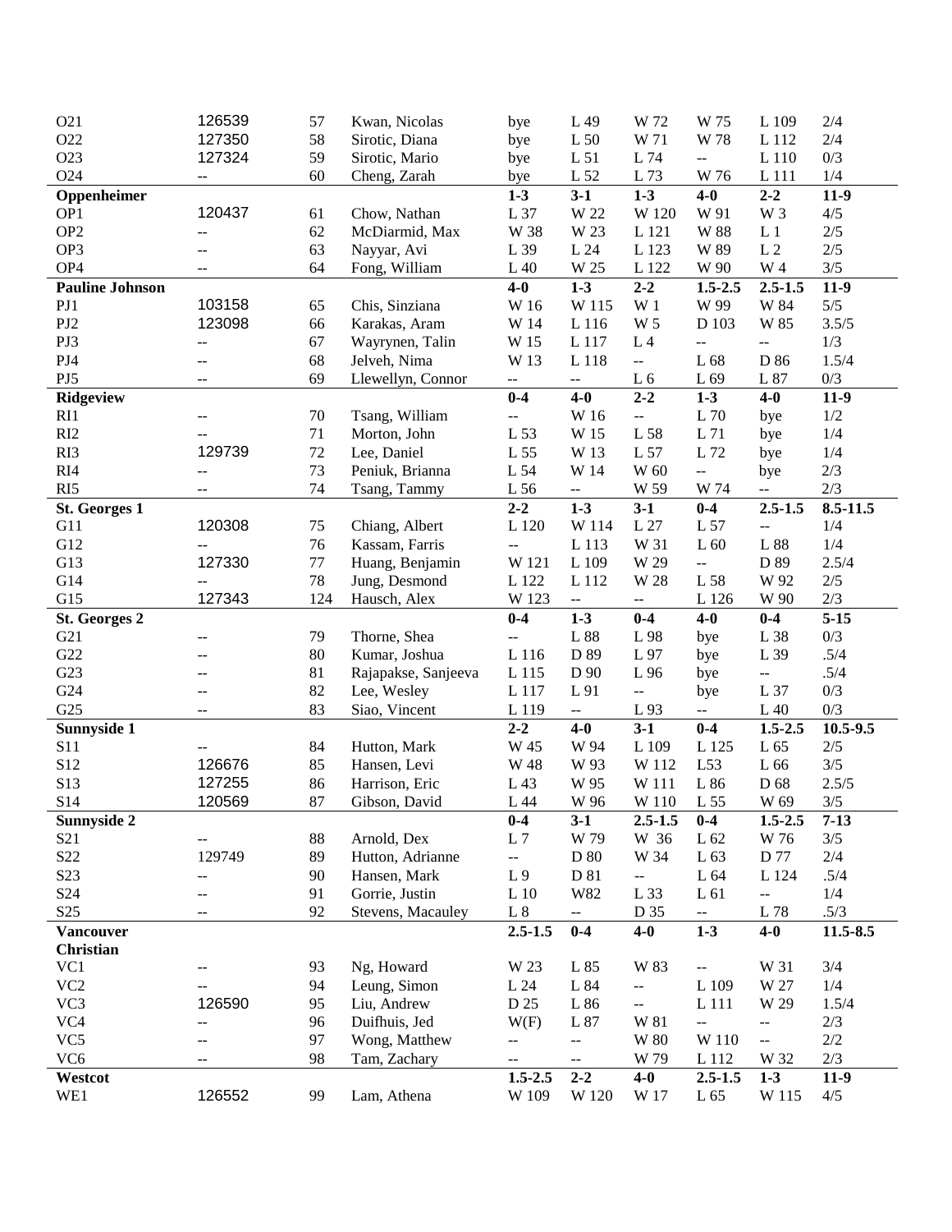| | | | | | | | | | |
|---|---|---|---|---|---|---|---|---|---|
| O21 | 126539 | 57 | Kwan, Nicolas | bye | L 49 | W 72 | W 75 | L 109 | 2/4 |
| O22 | 127350 | 58 | Sirotic, Diana | bye | L 50 | W 71 | W 78 | L 112 | 2/4 |
| O23 | 127324 | 59 | Sirotic, Mario | bye | L 51 | L 74 | -- | L 110 | 0/3 |
| O24 | -- | 60 | Cheng, Zarah | bye | L 52 | L 73 | W 76 | L 111 | 1/4 |
| **Oppenheimer** | | | | **1-3** | **3-1** | **1-3** | **4-0** | **2-2** | **11-9** |
| OP1 | 120437 | 61 | Chow, Nathan | L 37 | W 22 | W 120 | W 91 | W 3 | 4/5 |
| OP2 | -- | 62 | McDiarmid, Max | W 38 | W 23 | L 121 | W 88 | L 1 | 2/5 |
| OP3 | -- | 63 | Nayyar, Avi | L 39 | L 24 | L 123 | W 89 | L 2 | 2/5 |
| OP4 | -- | 64 | Fong, William | L 40 | W 25 | L 122 | W 90 | W 4 | 3/5 |
| **Pauline Johnson** | | | | **4-0** | **1-3** | **2-2** | **1.5-2.5** | **2.5-1.5** | **11-9** |
| PJ1 | 103158 | 65 | Chis, Sinziana | W 16 | W 115 | W 1 | W 99 | W 84 | 5/5 |
| PJ2 | 123098 | 66 | Karakas, Aram | W 14 | L 116 | W 5 | D 103 | W 85 | 3.5/5 |
| PJ3 | -- | 67 | Wayrynen, Talin | W 15 | L 117 | L 4 | -- | -- | 1/3 |
| PJ4 | -- | 68 | Jelveh, Nima | W 13 | L 118 | -- | L 68 | D 86 | 1.5/4 |
| PJ5 | -- | 69 | Llewellyn, Connor | -- | -- | L 6 | L 69 | L 87 | 0/3 |
| **Ridgeview** | | | | **0-4** | **4-0** | **2-2** | **1-3** | **4-0** | **11-9** |
| RI1 | -- | 70 | Tsang, William | -- | W 16 | -- | L 70 | bye | 1/2 |
| RI2 | -- | 71 | Morton, John | L 53 | W 15 | L 58 | L 71 | bye | 1/4 |
| RI3 | 129739 | 72 | Lee, Daniel | L 55 | W 13 | L 57 | L 72 | bye | 1/4 |
| RI4 | -- | 73 | Peniuk, Brianna | L 54 | W 14 | W 60 | -- | bye | 2/3 |
| RI5 | -- | 74 | Tsang, Tammy | L 56 | -- | W 59 | W 74 | -- | 2/3 |
| **St. Georges 1** | | | | **2-2** | **1-3** | **3-1** | **0-4** | **2.5-1.5** | **8.5-11.5** |
| G11 | 120308 | 75 | Chiang, Albert | L 120 | W 114 | L 27 | L 57 | -- | 1/4 |
| G12 | -- | 76 | Kassam, Farris | -- | L 113 | W 31 | L 60 | L 88 | 1/4 |
| G13 | 127330 | 77 | Huang, Benjamin | W 121 | L 109 | W 29 | -- | D 89 | 2.5/4 |
| G14 | -- | 78 | Jung, Desmond | L 122 | L 112 | W 28 | L 58 | W 92 | 2/5 |
| G15 | 127343 | 124 | Hausch, Alex | W 123 | -- | -- | L 126 | W 90 | 2/3 |
| **St. Georges 2** | | | | **0-4** | **1-3** | **0-4** | **4-0** | **0-4** | **5-15** |
| G21 | -- | 79 | Thorne, Shea | -- | L 88 | L 98 | bye | L 38 | 0/3 |
| G22 | -- | 80 | Kumar, Joshua | L 116 | D 89 | L 97 | bye | L 39 | .5/4 |
| G23 | -- | 81 | Rajapakse, Sanjeeva | L 115 | D 90 | L 96 | bye | -- | .5/4 |
| G24 | -- | 82 | Lee, Wesley | L 117 | L 91 | -- | bye | L 37 | 0/3 |
| G25 | -- | 83 | Siao, Vincent | L 119 | -- | L 93 | -- | L 40 | 0/3 |
| **Sunnyside 1** | | | | **2-2** | **4-0** | **3-1** | **0-4** | **1.5-2.5** | **10.5-9.5** |
| S11 | -- | 84 | Hutton, Mark | W 45 | W 94 | L 109 | L 125 | L 65 | 2/5 |
| S12 | 126676 | 85 | Hansen, Levi | W 48 | W 93 | W 112 | L53 | L 66 | 3/5 |
| S13 | 127255 | 86 | Harrison, Eric | L 43 | W 95 | W 111 | L 86 | D 68 | 2.5/5 |
| S14 | 120569 | 87 | Gibson, David | L 44 | W 96 | W 110 | L 55 | W 69 | 3/5 |
| **Sunnyside 2** | | | | **0-4** | **3-1** | **2.5-1.5** | **0-4** | **1.5-2.5** | **7-13** |
| S21 | -- | 88 | Arnold, Dex | L 7 | W 79 | W 36 | L 62 | W 76 | 3/5 |
| S22 | 129749 | 89 | Hutton, Adrianne | -- | D 80 | W 34 | L 63 | D 77 | 2/4 |
| S23 | -- | 90 | Hansen, Mark | L 9 | D 81 | -- | L 64 | L 124 | .5/4 |
| S24 | -- | 91 | Gorrie, Justin | L 10 | W82 | L 33 | L 61 | -- | 1/4 |
| S25 | -- | 92 | Stevens, Macauley | L 8 | -- | D 35 | -- | L 78 | .5/3 |
| **Vancouver Christian** | | | | **2.5-1.5** | **0-4** | **4-0** | **1-3** | **4-0** | **11.5-8.5** |
| VC1 | -- | 93 | Ng, Howard | W 23 | L 85 | W 83 | -- | W 31 | 3/4 |
| VC2 | -- | 94 | Leung, Simon | L 24 | L 84 | -- | L 109 | W 27 | 1/4 |
| VC3 | 126590 | 95 | Liu, Andrew | D 25 | L 86 | -- | L 111 | W 29 | 1.5/4 |
| VC4 | -- | 96 | Duifhuis, Jed | W(F) | L 87 | W 81 | -- | -- | 2/3 |
| VC5 | -- | 97 | Wong, Matthew | -- | -- | W 80 | W 110 | -- | 2/2 |
| VC6 | -- | 98 | Tam, Zachary | -- | -- | W 79 | L 112 | W 32 | 2/3 |
| **Westcot** | | | | **1.5-2.5** | **2-2** | **4-0** | **2.5-1.5** | **1-3** | **11-9** |
| WE1 | 126552 | 99 | Lam, Athena | W 109 | W 120 | W 17 | L 65 | W 115 | 4/5 |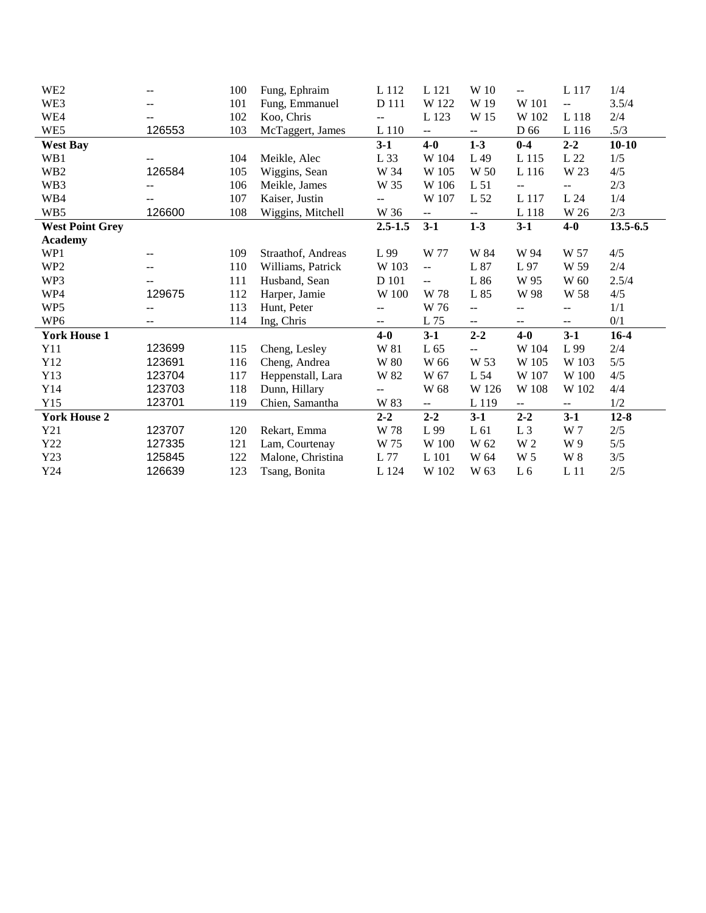| | | | | | | | | | |
|---|---|---|---|---|---|---|---|---|---|
| WE2 | -- | 100 | Fung, Ephraim | L 112 | L 121 | W 10 | -- | L 117 | 1/4 |
| WE3 | -- | 101 | Fung, Emmanuel | D 111 | W 122 | W 19 | W 101 | -- | 3.5/4 |
| WE4 | -- | 102 | Koo, Chris | -- | L 123 | W 15 | W 102 | L 118 | 2/4 |
| WE5 | 126553 | 103 | McTaggert, James | L 110 | -- | -- | D 66 | L 116 | .5/3 |
| **West Bay** | | | | **3-1** | **4-0** | **1-3** | **0-4** | **2-2** | **10-10** |
| WB1 | -- | 104 | Meikle, Alec | L 33 | W 104 | L 49 | L 115 | L 22 | 1/5 |
| WB2 | 126584 | 105 | Wiggins, Sean | W 34 | W 105 | W 50 | L 116 | W 23 | 4/5 |
| WB3 | -- | 106 | Meikle, James | W 35 | W 106 | L 51 | -- | -- | 2/3 |
| WB4 | -- | 107 | Kaiser, Justin | -- | W 107 | L 52 | L 117 | L 24 | 1/4 |
| WB5 | 126600 | 108 | Wiggins, Mitchell | W 36 | -- | -- | L 118 | W 26 | 2/3 |
| **West Point Grey Academy** | | | | **2.5-1.5** | **3-1** | **1-3** | **3-1** | **4-0** | **13.5-6.5** |
| WP1 | -- | 109 | Straathof, Andreas | L 99 | W 77 | W 84 | W 94 | W 57 | 4/5 |
| WP2 | -- | 110 | Williams, Patrick | W 103 | -- | L 87 | L 97 | W 59 | 2/4 |
| WP3 | -- | 111 | Husband, Sean | D 101 | -- | L 86 | W 95 | W 60 | 2.5/4 |
| WP4 | 129675 | 112 | Harper, Jamie | W 100 | W 78 | L 85 | W 98 | W 58 | 4/5 |
| WP5 | -- | 113 | Hunt, Peter | -- | W 76 | -- | -- | -- | 1/1 |
| WP6 | -- | 114 | Ing, Chris | -- | L 75 | -- | -- | -- | 0/1 |
| **York House 1** | | | | **4-0** | **3-1** | **2-2** | **4-0** | **3-1** | **16-4** |
| Y11 | 123699 | 115 | Cheng, Lesley | W 81 | L 65 | -- | W 104 | L 99 | 2/4 |
| Y12 | 123691 | 116 | Cheng, Andrea | W 80 | W 66 | W 53 | W 105 | W 103 | 5/5 |
| Y13 | 123704 | 117 | Heppenstall, Lara | W 82 | W 67 | L 54 | W 107 | W 100 | 4/5 |
| Y14 | 123703 | 118 | Dunn, Hillary | -- | W 68 | W 126 | W 108 | W 102 | 4/4 |
| Y15 | 123701 | 119 | Chien, Samantha | W 83 | -- | L 119 | -- | -- | 1/2 |
| **York House 2** | | | | **2-2** | **2-2** | **3-1** | **2-2** | **3-1** | **12-8** |
| Y21 | 123707 | 120 | Rekart, Emma | W 78 | L 99 | L 61 | L 3 | W 7 | 2/5 |
| Y22 | 127335 | 121 | Lam, Courtenay | W 75 | W 100 | W 62 | W 2 | W 9 | 5/5 |
| Y23 | 125845 | 122 | Malone, Christina | L 77 | L 101 | W 64 | W 5 | W 8 | 3/5 |
| Y24 | 126639 | 123 | Tsang, Bonita | L 124 | W 102 | W 63 | L 6 | L 11 | 2/5 |